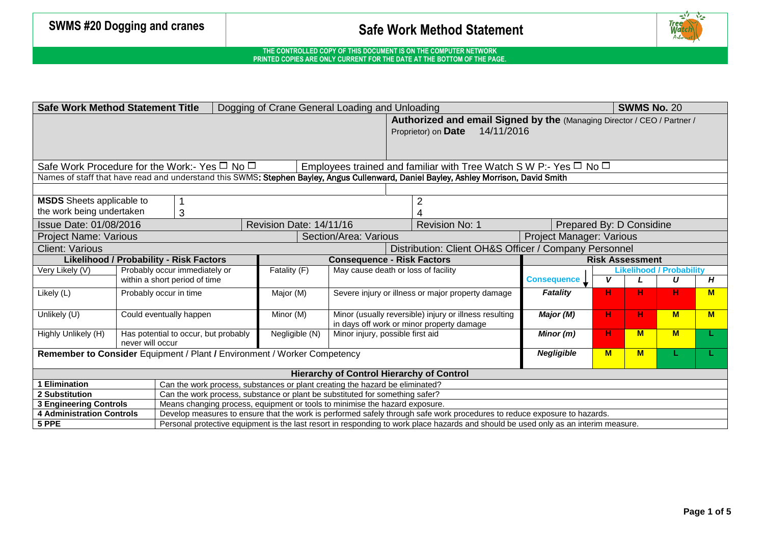# SWMS #20 Dogging and cranes

## Safe Work Method Statement

**THE CONTROLLED COPY OF THIS DOCUMENT IS ON THE COMPUTER NETWORK**
**PRINTED COPIES ARE ONLY CURRENT FOR THE DATE AT THE BOTTOM OF THE PAGE.**

| **Safe Work Method Statement Title** | Dogging of Crane General Loading and Unloading | **SWMS No.** 20 |
|---|---|---|
| | **Authorized and email Signed by the** (Managing Director / CEO / Partner / Proprietor) on **Date** 14/11/2016 | |
| Safe Work Procedure for the Work:- Yes ☐ No ☐ | Employees trained and familiar with Tree Watch S W P:- Yes ☐ No ☐ | |
| Names of staff that have read and understand this SWMS: **Stephen Bayley, Angus Cullenward, Daniel Bayley, Ashley Morrison, David Smith** | | |
| **MSDS** Sheets applicable to the work being undertaken | 1, 2, 3, 4 | |
| Issue Date: 01/08/2016 | Revision Date: 14/11/16 | Revision No: 1 |
| Prepared By: D Considine | | |
| Project Name: Various | Section/Area: Various | Project Manager: Various |
| Client: Various | Distribution: Client OH&S Officer / Company Personnel | |

| **Likelihood / Probability - Risk Factors** | | **Consequence - Risk Factors** | |
|---|---|---|---|
| Very Likely (V) | Probably occur immediately or within a short period of time | Fatality (F) | May cause death or loss of facility |
| Likely (L) | Probably occur in time | Major (M) | Severe injury or illness or major property damage |
| Unlikely (U) | Could eventually happen | Minor (M) | Minor (usually reversible) injury or illness resulting in days off work or minor property damage |
| Highly Unlikely (H) | Has potential to occur, but probably never will occur | Negligible (N) | Minor injury, possible first aid |

**Remember to Consider** Equipment / Plant **/** Environment / Worker Competency

**Risk Assessment**

| Consequence ↓ / Likelihood / Probability | V | L | U | H |
|---|---|---|---|---|
| ***Fatality*** | H | H | H | M |
| ***Major (M)*** | H | H | M | M |
| ***Minor (m)*** | H | M | M | L |
| ***Negligible*** | M | M | L | L |

**Hierarchy of Control Hierarchy of Control**

| | |
|---|---|
| **1 Elimination** | Can the work process, substances or plant creating the hazard be eliminated? |
| **2 Substitution** | Can the work process, substance or plant be substituted for something safer? |
| **3 Engineering Controls** | Means changing process, equipment or tools to minimise the hazard exposure. |
| **4 Administration Controls** | Develop measures to ensure that the work is performed safely through safe work procedures to reduce exposure to hazards. |
| **5 PPE** | Personal protective equipment is the last resort in responding to work place hazards and should be used only as an interim measure. |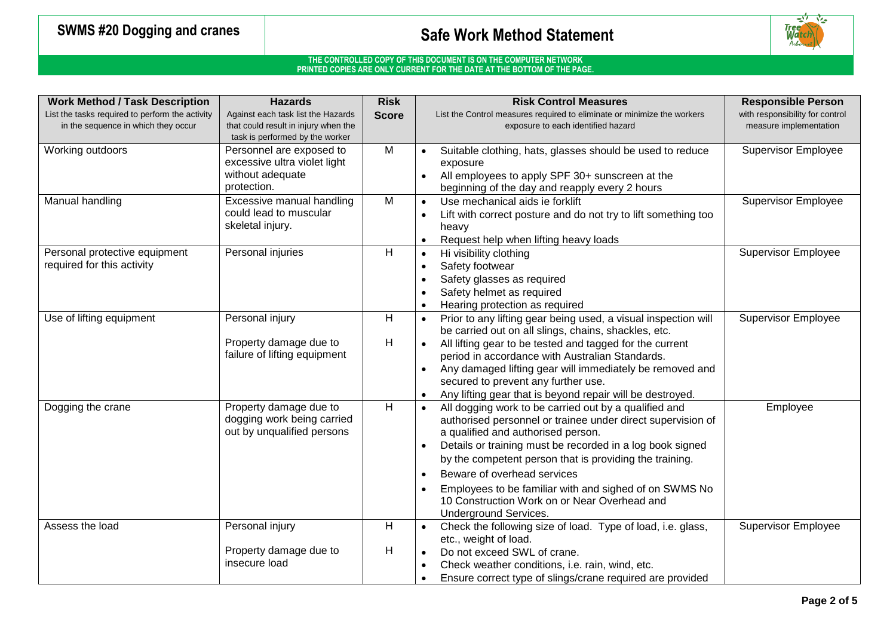# SWMS #20 Dogging and cranes

## Safe Work Method Statement

**THE CONTROLLED COPY OF THIS DOCUMENT IS ON THE COMPUTER NETWORK**
**PRINTED COPIES ARE ONLY CURRENT FOR THE DATE AT THE BOTTOM OF THE PAGE.**

| **Work Method / Task Description**<br>List the tasks required to perform the activity in the sequence in which they occur | **Hazards**<br>Against each task list the Hazards that could result in injury when the task is performed by the worker | **Risk Score** | **Risk Control Measures**<br>List the Control measures required to eliminate or minimize the workers exposure to each identified hazard | **Responsible Person**<br>with responsibility for control measure implementation |
|---|---|---|---|---|
| Working outdoors | Personnel are exposed to excessive ultra violet light without adequate protection. | M | • Suitable clothing, hats, glasses should be used to reduce exposure<br>• All employees to apply SPF 30+ sunscreen at the beginning of the day and reapply every 2 hours | Supervisor Employee |
| Manual handling | Excessive manual handling could lead to muscular skeletal injury. | M | • Use mechanical aids ie forklift<br>• Lift with correct posture and do not try to lift something too heavy<br>• Request help when lifting heavy loads | Supervisor Employee |
| Personal protective equipment required for this activity | Personal injuries | H | • Hi visibility clothing<br>• Safety footwear<br>• Safety glasses as required<br>• Safety helmet as required<br>• Hearing protection as required | Supervisor Employee |
| Use of lifting equipment | Personal injury<br><br>Property damage due to failure of lifting equipment | H<br><br>H | • Prior to any lifting gear being used, a visual inspection will be carried out on all slings, chains, shackles, etc.<br>• All lifting gear to be tested and tagged for the current period in accordance with Australian Standards.<br>• Any damaged lifting gear will immediately be removed and secured to prevent any further use.<br>• Any lifting gear that is beyond repair will be destroyed. | Supervisor Employee |
| Dogging the crane | Property damage due to dogging work being carried out by unqualified persons | H | • All dogging work to be carried out by a qualified and authorised personnel or trainee under direct supervision of a qualified and authorised person.<br>• Details or training must be recorded in a log book signed by the competent person that is providing the training.<br>• Beware of overhead services<br>• Employees to be familiar with and sighed of on SWMS No 10 Construction Work on or Near Overhead and Underground Services. | Employee |
| Assess the load | Personal injury<br><br>Property damage due to insecure load | H<br><br>H | • Check the following size of load. Type of load, i.e. glass, etc., weight of load.<br>• Do not exceed SWL of crane.<br>• Check weather conditions, i.e. rain, wind, etc.<br>• Ensure correct type of slings/crane required are provided | Supervisor Employee |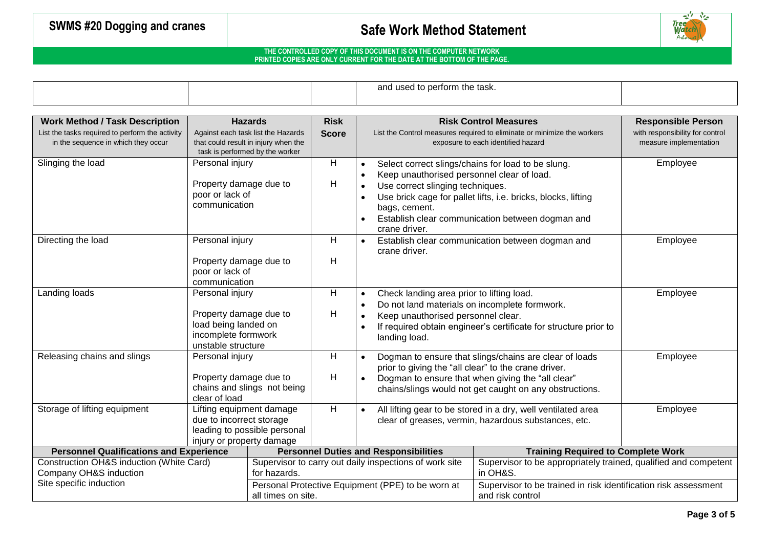| | | | and used to perform the task. | |
|---|---|---|---|---|

| Work Method / Task Description<br>List the tasks required to perform the activity in the sequence in which they occur | Hazards<br>Against each task list the Hazards that could result in injury when the task is performed by the worker | Risk Score | Risk Control Measures<br>List the Control measures required to eliminate or minimize the workers exposure to each identified hazard | Responsible Person<br>with responsibility for control measure implementation |
|---|---|---|---|---|
| Slinging the load | Personal injury<br><br>Property damage due to poor or lack of communication | H<br><br>H | • Select correct slings/chains for load to be slung.<br>• Keep unauthorised personnel clear of load.<br>• Use correct slinging techniques.<br>• Use brick cage for pallet lifts, i.e. bricks, blocks, lifting bags, cement.<br>• Establish clear communication between dogman and crane driver. | Employee |
| Directing the load | Personal injury<br><br>Property damage due to poor or lack of communication | H<br><br>H | • Establish clear communication between dogman and crane driver. | Employee |
| Landing loads | Personal injury<br><br>Property damage due to load being landed on incomplete formwork unstable structure | H<br><br>H | • Check landing area prior to lifting load.<br>• Do not land materials on incomplete formwork.<br>• Keep unauthorised personnel clear.<br>• If required obtain engineer's certificate for structure prior to landing load. | Employee |
| Releasing chains and slings | Personal injury<br><br>Property damage due to chains and slings not being clear of load | H<br><br>H | • Dogman to ensure that slings/chains are clear of loads prior to giving the "all clear" to the crane driver.<br>• Dogman to ensure that when giving the "all clear" chains/slings would not get caught on any obstructions. | Employee |
| Storage of lifting equipment | Lifting equipment damage due to incorrect storage leading to possible personal injury or property damage | H | • All lifting gear to be stored in a dry, well ventilated area clear of greases, vermin, hazardous substances, etc. | Employee |

| Personnel Qualifications and Experience | Personnel Duties and Responsibilities | Training Required to Complete Work |
|---|---|---|
| Construction OH&S induction (White Card)<br>Company OH&S induction<br>Site specific induction | Supervisor to carry out daily inspections of work site for hazards. | Supervisor to be appropriately trained, qualified and competent in OH&S. |
| | Personal Protective Equipment (PPE) to be worn at all times on site. | Supervisor to be trained in risk identification risk assessment and risk control |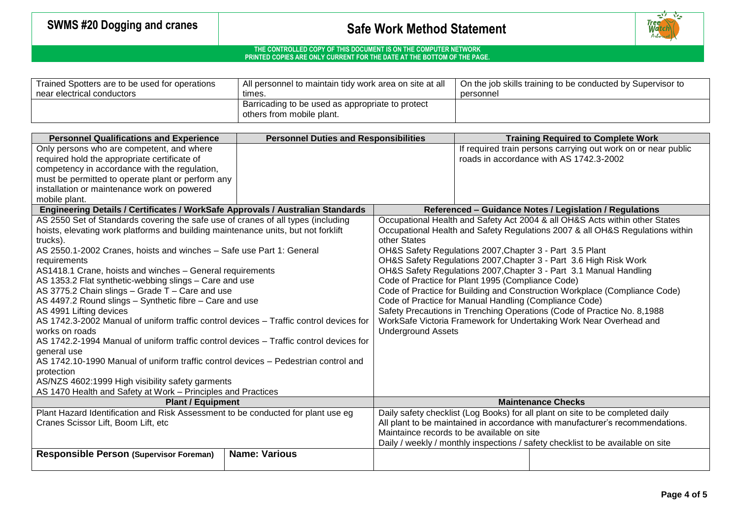# SWMS #20 Dogging and cranes

## Safe Work Method Statement

**THE CONTROLLED COPY OF THIS DOCUMENT IS ON THE COMPUTER NETWORK**
**PRINTED COPIES ARE ONLY CURRENT FOR THE DATE AT THE BOTTOM OF THE PAGE.**

| | | |
|---|---|---|
| Trained Spotters are to be used for operations near electrical conductors | All personnel to maintain tidy work area on site at all times. | On the job skills training to be conducted by Supervisor to personnel |
| | Barricading to be used as appropriate to protect others from mobile plant. | |

| Personnel Qualifications and Experience | Personnel Duties and Responsibilities | Training Required to Complete Work |
|---|---|---|
| Only persons who are competent, and where required hold the appropriate certificate of competency in accordance with the regulation, must be permitted to operate plant or perform any installation or maintenance work on powered mobile plant. | | If required train persons carrying out work on or near public roads in accordance with AS 1742.3-2002 |

| Engineering Details / Certificates / WorkSafe Approvals / Australian Standards | Referenced – Guidance Notes / Legislation / Regulations |
|---|---|
| AS 2550 Set of Standards covering the safe use of cranes of all types (including hoists, elevating work platforms and building maintenance units, but not forklift trucks).<br>AS 2550.1-2002 Cranes, hoists and winches – Safe use Part 1: General requirements<br>AS1418.1 Crane, hoists and winches – General requirements<br>AS 1353.2 Flat synthetic-webbing slings – Care and use<br>AS 3775.2 Chain slings – Grade T – Care and use<br>AS 4497.2 Round slings – Synthetic fibre – Care and use<br>AS 4991 Lifting devices<br>AS 1742.3-2002 Manual of uniform traffic control devices – Traffic control devices for works on roads<br>AS 1742.2-1994 Manual of uniform traffic control devices – Traffic control devices for general use<br>AS 1742.10-1990 Manual of uniform traffic control devices – Pedestrian control and protection<br>AS/NZS 4602:1999 High visibility safety garments<br>AS 1470 Health and Safety at Work – Principles and Practices | Occupational Health and Safety Act 2004 & all OH&S Acts within other States<br>Occupational Health and Safety Regulations 2007 & all OH&S Regulations within other States<br>OH&S Safety Regulations 2007,Chapter 3 - Part 3.5 Plant<br>OH&S Safety Regulations 2007,Chapter 3 - Part 3.6 High Risk Work<br>OH&S Safety Regulations 2007,Chapter 3 - Part 3.1 Manual Handling<br>Code of Practice for Plant 1995 (Compliance Code)<br>Code of Practice for Building and Construction Workplace (Compliance Code)<br>Code of Practice for Manual Handling (Compliance Code)<br>Safety Precautions in Trenching Operations (Code of Practice No. 8,1988<br>WorkSafe Victoria Framework for Undertaking Work Near Overhead and Underground Assets |

| Plant / Equipment | Maintenance Checks |
|---|---|
| Plant Hazard Identification and Risk Assessment to be conducted for plant use eg Cranes Scissor Lift, Boom Lift, etc | Daily safety checklist (Log Books) for all plant on site to be completed daily<br>All plant to be maintained in accordance with manufacturer's recommendations.<br>Maintaince records to be available on site<br>Daily / weekly / monthly inspections / safety checklist to be available on site |

| **Responsible Person (Supervisor Foreman)** | **Name: Various** | | |
|---|---|---|---|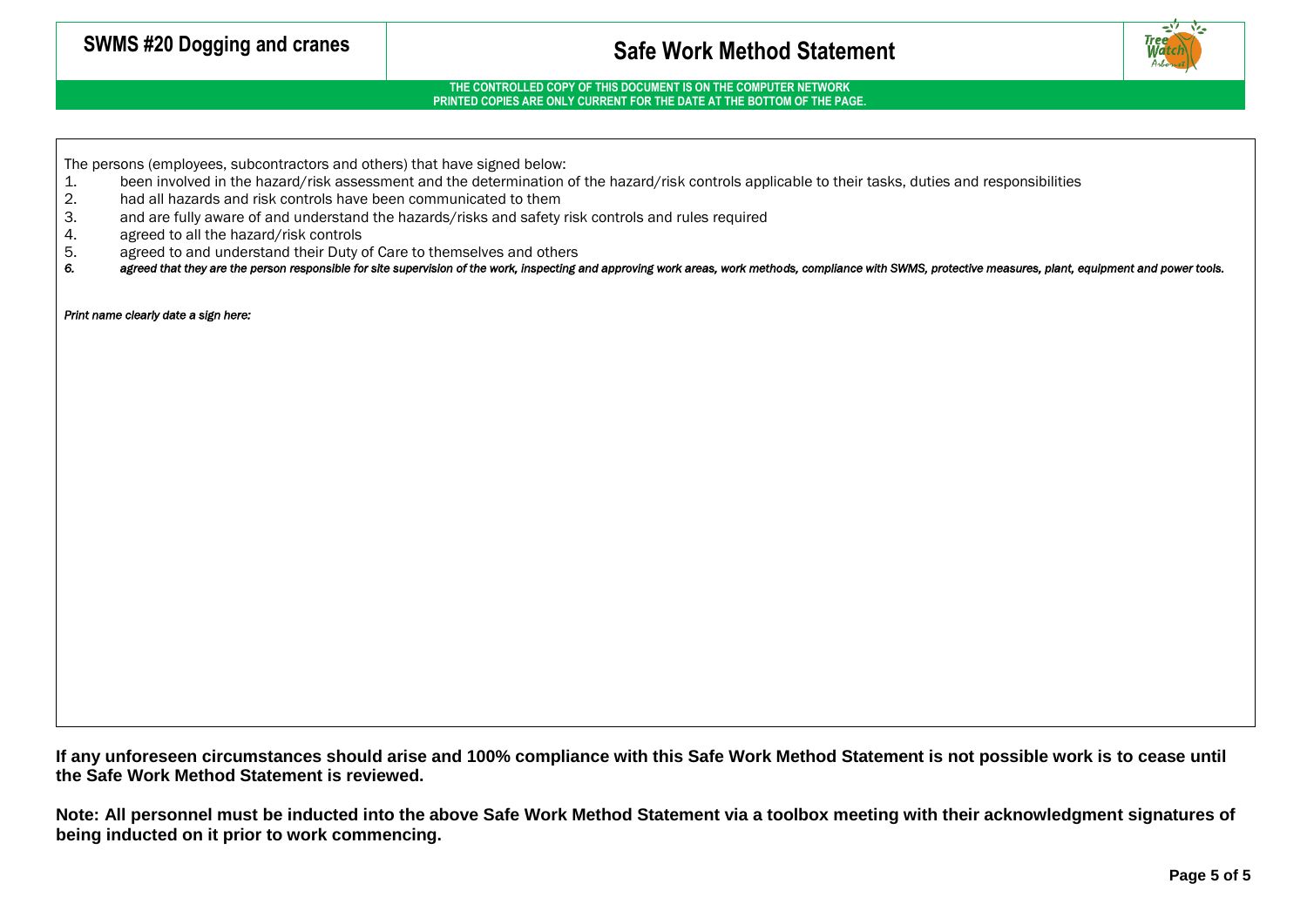The persons (employees, subcontractors and others) that have signed below:

1. been involved in the hazard/risk assessment and the determination of the hazard/risk controls applicable to their tasks, duties and responsibilities
2. had all hazards and risk controls have been communicated to them
3. and are fully aware of and understand the hazards/risks and safety risk controls and rules required
4. agreed to all the hazard/risk controls
5. agreed to and understand their Duty of Care to themselves and others
6. *agreed that they are the person responsible for site supervision of the work, inspecting and approving work areas, work methods, compliance with SWMS, protective measures, plant, equipment and power tools.*

*Print name clearly date a sign here:*

**If any unforeseen circumstances should arise and 100% compliance with this Safe Work Method Statement is not possible work is to cease until the Safe Work Method Statement is reviewed.**

**Note: All personnel must be inducted into the above Safe Work Method Statement via a toolbox meeting with their acknowledgment signatures of being inducted on it prior to work commencing.**